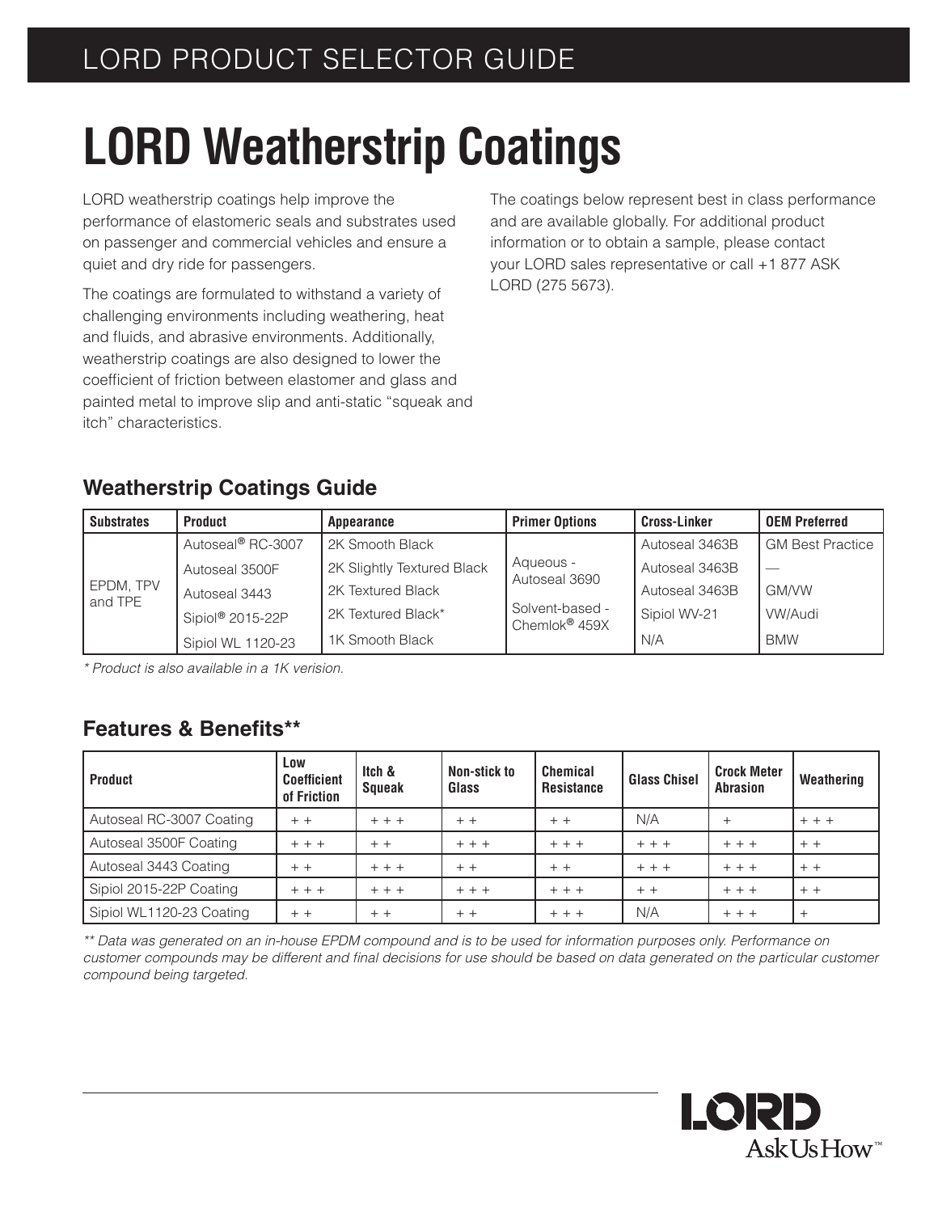# LORD Weatherstrip Coatings

LORD weatherstrip coatings help improve the performance of elastomeric seals and substrates used on passenger and commercial vehicles and ensure a quiet and dry ride for passengers.

The coatings are formulated to withstand a variety of challenging environments including weathering, heat and fluids, and abrasive environments. Additionally, weatherstrip coatings are also designed to lower the coefficient of friction between elastomer and glass and painted metal to improve slip and anti-static "squeak and itch" characteristics.

The coatings below represent best in class performance and are available globally. For additional product information or to obtain a sample, please contact your LORD sales representative or call +1 877 ASK LORD (275 5673).

## Weatherstrip Coatings Guide

| Substrates | Product | Appearance | Primer Options | Cross-Linker | OEM Preferred |
|---|---|---|---|---|---|
| EPDM, TPV and TPE | Autoseal® RC-3007 | 2K Smooth Black | Aqueous - Autoseal 3690<br>Solvent-based - Chemlok® 459X | Autoseal 3463B | GM Best Practice |
| | Autoseal 3500F | 2K Slightly Textured Black | | Autoseal 3463B | — |
| | Autoseal 3443 | 2K Textured Black | | Autoseal 3463B | GM/VW |
| | Sipiol® 2015-22P | 2K Textured Black* | | Sipiol WV-21 | VW/Audi |
| | Sipiol WL 1120-23 | 1K Smooth Black | | N/A | BMW |

*\* Product is also available in a 1K version.*

## Features & Benefits**

| Product | Low Coefficient of Friction | Itch & Squeak | Non-stick to Glass | Chemical Resistance | Glass Chisel | Crock Meter Abrasion | Weathering |
|---|---|---|---|---|---|---|---|
| Autoseal RC-3007 Coating | + + | + + + | + + | + + | N/A | + | + + + |
| Autoseal 3500F Coating | + + + | + + | + + + | + + + | + + + | + + + | + + |
| Autoseal 3443 Coating | + + | + + + | + + | + + | + + + | + + + | + + |
| Sipiol 2015-22P Coating | + + + | + + + | + + + | + + + | + + | + + + | + + |
| Sipiol WL1120-23 Coating | + + | + + | + + | + + + | N/A | + + + | + |

*\*\* Data was generated on an in-house EPDM compound and is to be used for information purposes only. Performance on customer compounds may be different and final decisions for use should be based on data generated on the particular customer compound being targeted.*

LORD AskUsHow™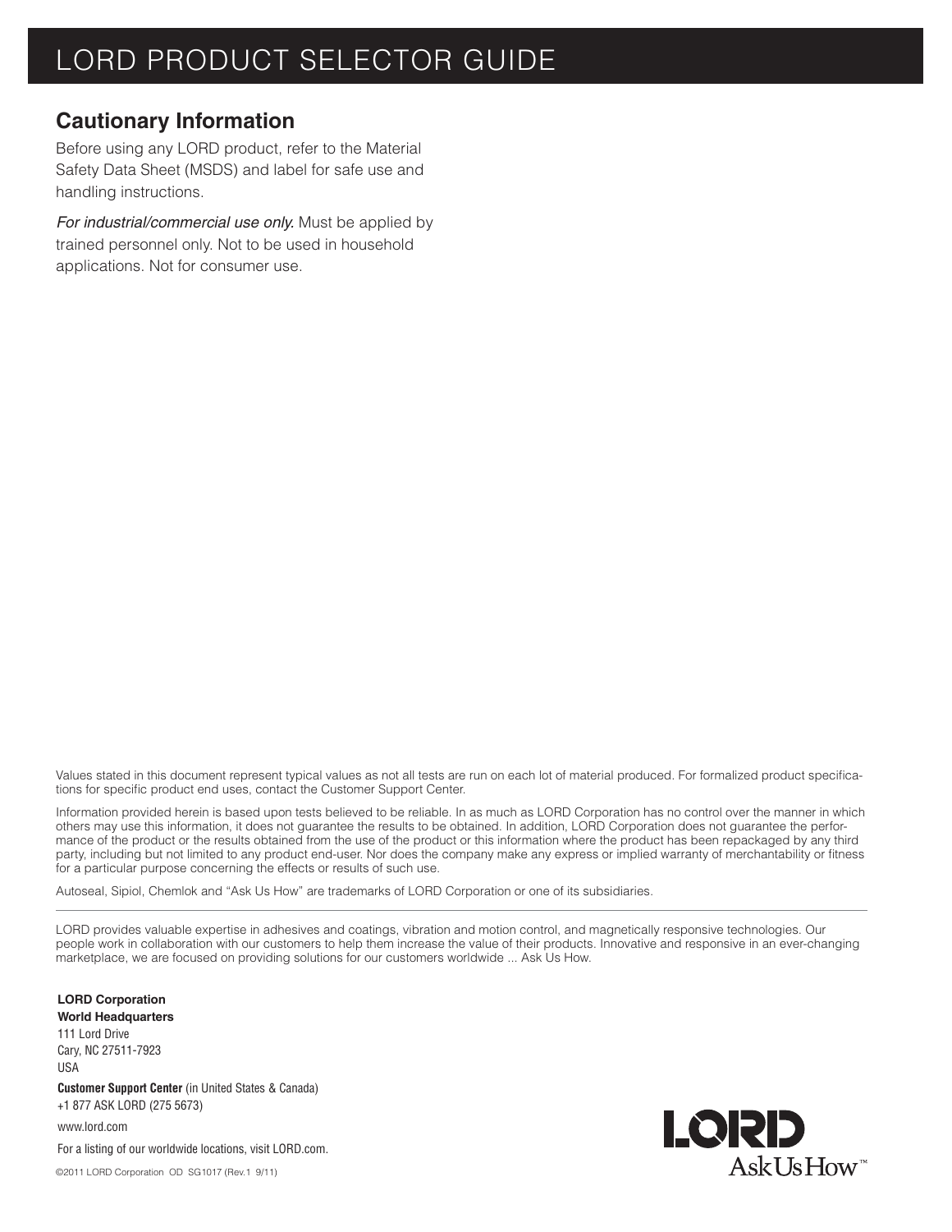# LORD PRODUCT SELECTOR GUIDE

## Cautionary Information

Before using any LORD product, refer to the Material Safety Data Sheet (MSDS) and label for safe use and handling instructions.

*For industrial/commercial use only.* Must be applied by trained personnel only. Not to be used in household applications. Not for consumer use.

Values stated in this document represent typical values as not all tests are run on each lot of material produced. For formalized product specifications for specific product end uses, contact the Customer Support Center.

Information provided herein is based upon tests believed to be reliable. In as much as LORD Corporation has no control over the manner in which others may use this information, it does not guarantee the results to be obtained. In addition, LORD Corporation does not guarantee the performance of the product or the results obtained from the use of the product or this information where the product has been repackaged by any third party, including but not limited to any product end-user. Nor does the company make any express or implied warranty of merchantability or fitness for a particular purpose concerning the effects or results of such use.

Autoseal, Sipiol, Chemlok and "Ask Us How" are trademarks of LORD Corporation or one of its subsidiaries.

---

LORD provides valuable expertise in adhesives and coatings, vibration and motion control, and magnetically responsive technologies. Our people work in collaboration with our customers to help them increase the value of their products. Innovative and responsive in an ever-changing marketplace, we are focused on providing solutions for our customers worldwide ... Ask Us How.

**LORD Corporation**
**World Headquarters**
111 Lord Drive
Cary, NC 27511-7923
USA

**Customer Support Center** (in United States & Canada)
+1 877 ASK LORD (275 5673)

www.lord.com

For a listing of our worldwide locations, visit LORD.com.

©2011 LORD Corporation OD SG1017 (Rev.1 9/11)

LORD
Ask Us How™